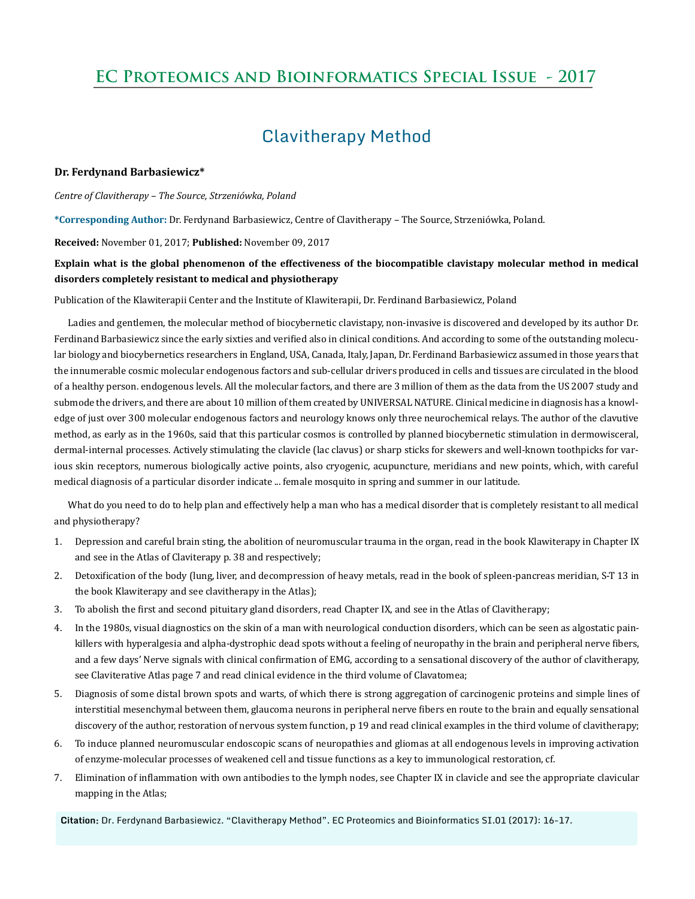# EC Proteomics and Bioinformatics Special Issue - 2017

## Clavitherapy Method

**Dr. Ferdynand Barbasiewicz***

*Centre of Clavitherapy – The Source, Strzeniówka, Poland*

***Corresponding Author:** Dr. Ferdynand Barbasiewicz, Centre of Clavitherapy – The Source, Strzeniówka, Poland.

**Received:** November 01, 2017; **Published:** November 09, 2017

**Explain what is the global phenomenon of the effectiveness of the biocompatible clavistapy molecular method in medical disorders completely resistant to medical and physiotherapy**

Publication of the Klawiterapii Center and the Institute of Klawiterapii, Dr. Ferdinand Barbasiewicz, Poland

Ladies and gentlemen, the molecular method of biocybernetic clavistapy, non-invasive is discovered and developed by its author Dr. Ferdinand Barbasiewicz since the early sixties and verified also in clinical conditions. And according to some of the outstanding molecular biology and biocybernetics researchers in England, USA, Canada, Italy, Japan, Dr. Ferdinand Barbasiewicz assumed in those years that the innumerable cosmic molecular endogenous factors and sub-cellular drivers produced in cells and tissues are circulated in the blood of a healthy person. endogenous levels. All the molecular factors, and there are 3 million of them as the data from the US 2007 study and submode the drivers, and there are about 10 million of them created by UNIVERSAL NATURE. Clinical medicine in diagnosis has a knowledge of just over 300 molecular endogenous factors and neurology knows only three neurochemical relays. The author of the clavutive method, as early as in the 1960s, said that this particular cosmos is controlled by planned biocybernetic stimulation in dermowisceral, dermal-internal processes. Actively stimulating the clavicle (lac clavus) or sharp sticks for skewers and well-known toothpicks for various skin receptors, numerous biologically active points, also cryogenic, acupuncture, meridians and new points, which, with careful medical diagnosis of a particular disorder indicate ... female mosquito in spring and summer in our latitude.

What do you need to do to help plan and effectively help a man who has a medical disorder that is completely resistant to all medical and physiotherapy?

1. Depression and careful brain sting, the abolition of neuromuscular trauma in the organ, read in the book Klawiterapy in Chapter IX and see in the Atlas of Claviterapy p. 38 and respectively;
2. Detoxification of the body (lung, liver, and decompression of heavy metals, read in the book of spleen-pancreas meridian, S-T 13 in the book Klawiterapy and see clavitherapy in the Atlas);
3. To abolish the first and second pituitary gland disorders, read Chapter IX, and see in the Atlas of Clavitherapy;
4. In the 1980s, visual diagnostics on the skin of a man with neurological conduction disorders, which can be seen as algostatic painkillers with hyperalgesia and alpha-dystrophic dead spots without a feeling of neuropathy in the brain and peripheral nerve fibers, and a few days' Nerve signals with clinical confirmation of EMG, according to a sensational discovery of the author of clavitherapy, see Claviterative Atlas page 7 and read clinical evidence in the third volume of Clavatomea;
5. Diagnosis of some distal brown spots and warts, of which there is strong aggregation of carcinogenic proteins and simple lines of interstitial mesenchymal between them, glaucoma neurons in peripheral nerve fibers en route to the brain and equally sensational discovery of the author, restoration of nervous system function, p 19 and read clinical examples in the third volume of clavitherapy;
6. To induce planned neuromuscular endoscopic scans of neuropathies and gliomas at all endogenous levels in improving activation of enzyme-molecular processes of weakened cell and tissue functions as a key to immunological restoration, cf.
7. Elimination of inflammation with own antibodies to the lymph nodes, see Chapter IX in clavicle and see the appropriate clavicular mapping in the Atlas;

**Citation:** Dr. Ferdynand Barbasiewicz. "Clavitherapy Method". EC Proteomics and Bioinformatics SI.01 (2017): 16-17.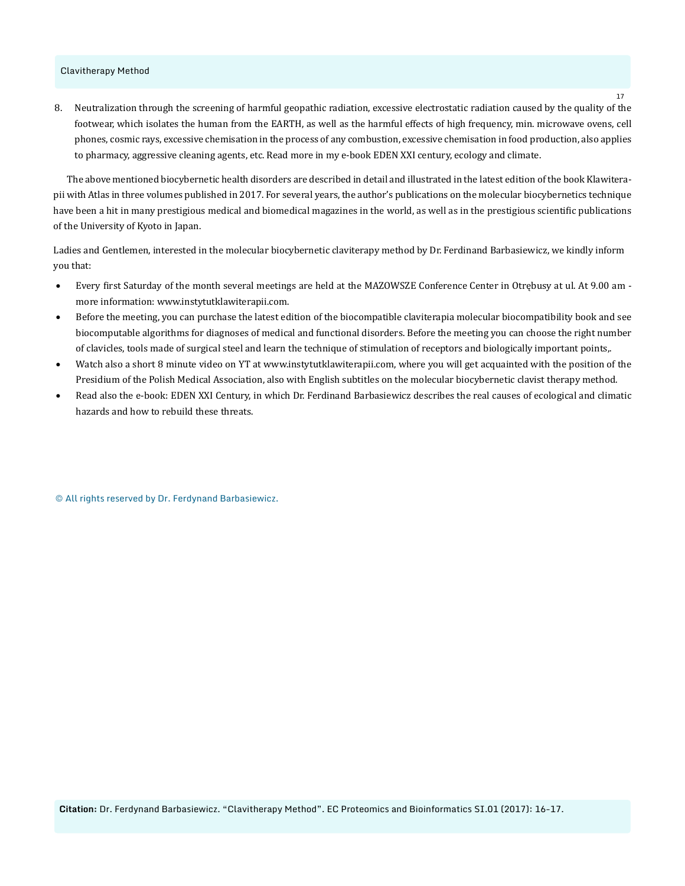8. Neutralization through the screening of harmful geopathic radiation, excessive electrostatic radiation caused by the quality of the footwear, which isolates the human from the EARTH, as well as the harmful effects of high frequency, min. microwave ovens, cell phones, cosmic rays, excessive chemisation in the process of any combustion, excessive chemisation in food production, also applies to pharmacy, aggressive cleaning agents, etc. Read more in my e-book EDEN XXI century, ecology and climate.

The above mentioned biocybernetic health disorders are described in detail and illustrated in the latest edition of the book Klawiterapii with Atlas in three volumes published in 2017. For several years, the author's publications on the molecular biocybernetics technique have been a hit in many prestigious medical and biomedical magazines in the world, as well as in the prestigious scientific publications of the University of Kyoto in Japan.

Ladies and Gentlemen, interested in the molecular biocybernetic claviterapy method by Dr. Ferdinand Barbasiewicz, we kindly inform you that:

- Every first Saturday of the month several meetings are held at the MAZOWSZE Conference Center in Otrębusy at ul. At 9.00 am - more information: www.instytutklawiterapii.com.
- Before the meeting, you can purchase the latest edition of the biocompatible claviterapia molecular biocompatibility book and see biocomputable algorithms for diagnoses of medical and functional disorders. Before the meeting you can choose the right number of clavicles, tools made of surgical steel and learn the technique of stimulation of receptors and biologically important points,.
- Watch also a short 8 minute video on YT at www.instytutklawiterapii.com, where you will get acquainted with the position of the Presidium of the Polish Medical Association, also with English subtitles on the molecular biocybernetic clavist therapy method.
- Read also the e-book: EDEN XXI Century, in which Dr. Ferdinand Barbasiewicz describes the real causes of ecological and climatic hazards and how to rebuild these threats.

© All rights reserved by Dr. Ferdynand Barbasiewicz.